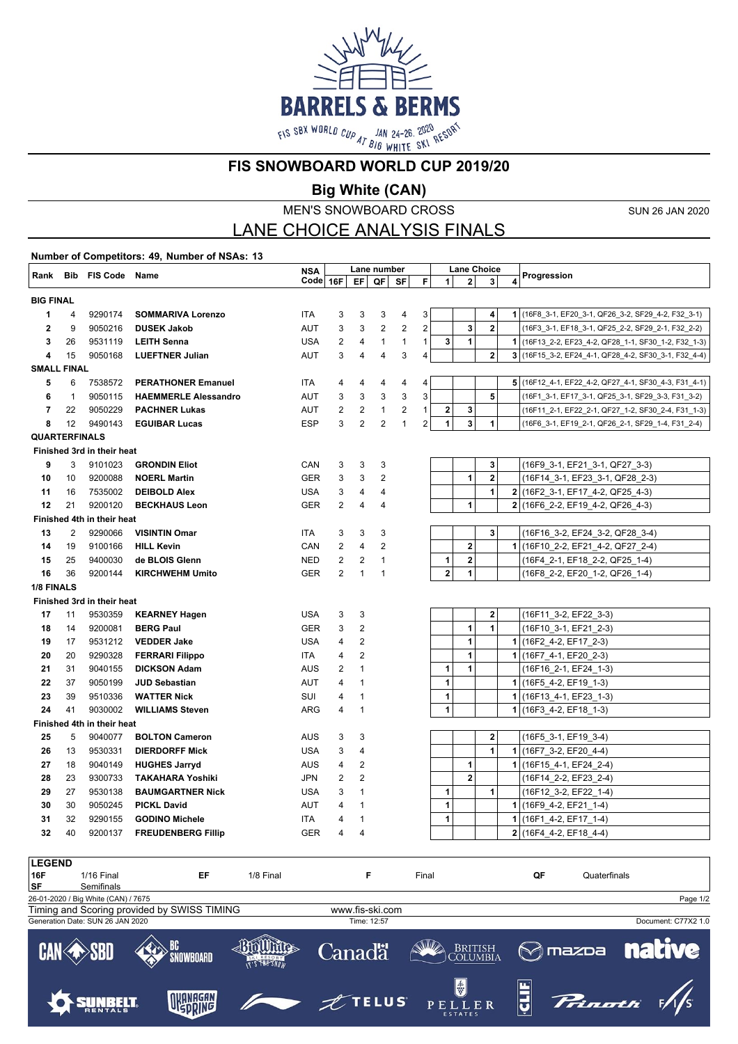# FIS SNOWBOARD WORLD CUP 2019/20

## Big White (CAN)

### MEN'S SNOWBOARD CROSS

SUN 26 JAN 2020

## LANE CHOICE ANALYSIS FINALS

**Number of Competitors: 49, Number of NSAs: 13**

| Rank | Bib | FIS Code | Name | NSA Code | Lane number 16F | EF | QF | SF | F | Lane Choice 1 | 2 | 3 | 4 | Progression |
|---|---|---|---|---|---|---|---|---|---|---|---|---|---|---|
| **BIG FINAL** | | | | | | | | | | | | | | |
| 1 | 4 | 9290174 | **SOMMARIVA Lorenzo** | ITA | 3 | 3 | 3 | 4 | 3 | | | 4 | 1 | (16F8_3-1, EF20_3-1, QF26_3-2, SF29_4-2, F32_3-1) |
| 2 | 9 | 9050216 | **DUSEK Jakob** | AUT | 3 | 3 | 2 | 2 | 2 | | 3 | 2 | | (16F3_3-1, EF18_3-1, QF25_2-2, SF29_2-1, F32_2-2) |
| 3 | 26 | 9531119 | **LEITH Senna** | USA | 2 | 4 | 1 | 1 | 1 | 3 | 1 | | 1 | (16F13_2-2, EF23_4-2, QF28_1-1, SF30_1-2, F32_1-3) |
| 4 | 15 | 9050168 | **LUEFTNER Julian** | AUT | 3 | 4 | 4 | 3 | 4 | | | 2 | 3 | (16F15_3-2, EF24_4-1, QF28_4-2, SF30_3-1, F32_4-4) |
| **SMALL FINAL** | | | | | | | | | | | | | | |
| 5 | 6 | 7538572 | **PERATHONER Emanuel** | ITA | 4 | 4 | 4 | 4 | 4 | | | | 5 | (16F12_4-1, EF22_4-2, QF27_4-1, SF30_4-3, F31_4-1) |
| 6 | 1 | 9050115 | **HAEMMERLE Alessandro** | AUT | 3 | 3 | 3 | 3 | 3 | | | 5 | | (16F1_3-1, EF17_3-1, QF25_3-1, SF29_3-3, F31_3-2) |
| 7 | 22 | 9050229 | **PACHNER Lukas** | AUT | 2 | 2 | 1 | 2 | 1 | 2 | 3 | | | (16F11_2-1, EF22_2-1, QF27_1-2, SF30_2-4, F31_1-3) |
| 8 | 12 | 9490143 | **EGUIBAR Lucas** | ESP | 3 | 2 | 2 | 1 | 2 | 1 | 3 | 1 | | (16F6_3-1, EF19_2-1, QF26_2-1, SF29_1-4, F31_2-4) |
| **QUARTERFINALS** | | | | | | | | | | | | | | |
| **Finished 3rd in their heat** | | | | | | | | | | | | | | |
| 9 | 3 | 9101023 | **GRONDIN Eliot** | CAN | 3 | 3 | 3 | | | | | 3 | | (16F9_3-1, EF21_3-1, QF27_3-3) |
| 10 | 10 | 9200088 | **NOERL Martin** | GER | 3 | 3 | 2 | | | | 1 | 2 | | (16F14_3-1, EF23_3-1, QF28_2-3) |
| 11 | 16 | 7535002 | **DEIBOLD Alex** | USA | 3 | 4 | 4 | | | | | 1 | 2 | (16F2_3-1, EF17_4-2, QF25_4-3) |
| 12 | 21 | 9200120 | **BECKHAUS Leon** | GER | 2 | 4 | 4 | | | | 1 | | 2 | (16F6_2-2, EF19_4-2, QF26_4-3) |
| **Finished 4th in their heat** | | | | | | | | | | | | | | |
| 13 | 2 | 9290066 | **VISINTIN Omar** | ITA | 3 | 3 | 3 | | | | | 3 | | (16F16_3-2, EF24_3-2, QF28_3-4) |
| 14 | 19 | 9100166 | **HILL Kevin** | CAN | 2 | 4 | 2 | | | | 2 | | 1 | (16F10_2-2, EF21_4-2, QF27_2-4) |
| 15 | 25 | 9400030 | **de BLOIS Glenn** | NED | 2 | 2 | 1 | | | 1 | 2 | | | (16F4_2-1, EF18_2-2, QF25_1-4) |
| 16 | 36 | 9200144 | **KIRCHWEHM Umito** | GER | 2 | 1 | 1 | | | 2 | 1 | | | (16F8_2-2, EF20_1-2, QF26_1-4) |
| **1/8 FINALS** | | | | | | | | | | | | | | |
| **Finished 3rd in their heat** | | | | | | | | | | | | | | |
| 17 | 11 | 9530359 | **KEARNEY Hagen** | USA | 3 | 3 | | | | | | 2 | | (16F11_3-2, EF22_3-3) |
| 18 | 14 | 9200081 | **BERG Paul** | GER | 3 | 2 | | | | | 1 | 1 | | (16F10_3-1, EF21_2-3) |
| 19 | 17 | 9531212 | **VEDDER Jake** | USA | 4 | 2 | | | | | 1 | | 1 | (16F2_4-2, EF17_2-3) |
| 20 | 20 | 9290328 | **FERRARI Filippo** | ITA | 4 | 2 | | | | | 1 | | 1 | (16F7_4-1, EF20_2-3) |
| 21 | 31 | 9040155 | **DICKSON Adam** | AUS | 2 | 1 | | | | 1 | 1 | | | (16F16_2-1, EF24_1-3) |
| 22 | 37 | 9050199 | **JUD Sebastian** | AUT | 4 | 1 | | | | 1 | | | 1 | (16F5_4-2, EF19_1-3) |
| 23 | 39 | 9510336 | **WATTER Nick** | SUI | 4 | 1 | | | | 1 | | | 1 | (16F13_4-1, EF23_1-3) |
| 24 | 41 | 9030002 | **WILLIAMS Steven** | ARG | 4 | 1 | | | | 1 | | | 1 | (16F3_4-2, EF18_1-3) |
| **Finished 4th in their heat** | | | | | | | | | | | | | | |
| 25 | 5 | 9040077 | **BOLTON Cameron** | AUS | 3 | 3 | | | | | | 2 | | (16F5_3-1, EF19_3-4) |
| 26 | 13 | 9530331 | **DIERDORFF Mick** | USA | 3 | 4 | | | | | | 1 | 1 | (16F7_3-2, EF20_4-4) |
| 27 | 18 | 9040149 | **HUGHES Jarryd** | AUS | 4 | 2 | | | | | 1 | | 1 | (16F15_4-1, EF24_2-4) |
| 28 | 23 | 9300733 | **TAKAHARA Yoshiki** | JPN | 2 | 2 | | | | | 2 | | | (16F14_2-2, EF23_2-4) |
| 29 | 27 | 9530138 | **BAUMGARTNER Nick** | USA | 3 | 1 | | | | 1 | | 1 | | (16F12_3-2, EF22_1-4) |
| 30 | 30 | 9050245 | **PICKL David** | AUT | 4 | 1 | | | | 1 | | | 1 | (16F9_4-2, EF21_1-4) |
| 31 | 32 | 9290155 | **GODINO Michele** | ITA | 4 | 1 | | | | 1 | | | 1 | (16F1_4-2, EF17_1-4) |
| 32 | 40 | 9200137 | **FREUDENBERG Fillip** | GER | 4 | 4 | | | | | | | 2 | (16F4_4-2, EF18_4-4) |

**LEGEND**

16F: 1/16 Final; EF: 1/8 Final; F: Final; QF: Quaterfinals; SF: Semifinals

26-01-2020 / Big White (CAN) / 7675

Timing and Scoring provided by SWISS TIMING — www.fis-ski.com

Generation Date: SUN 26 JAN 2020 — Time: 12:57 — Document: C77X2 1.0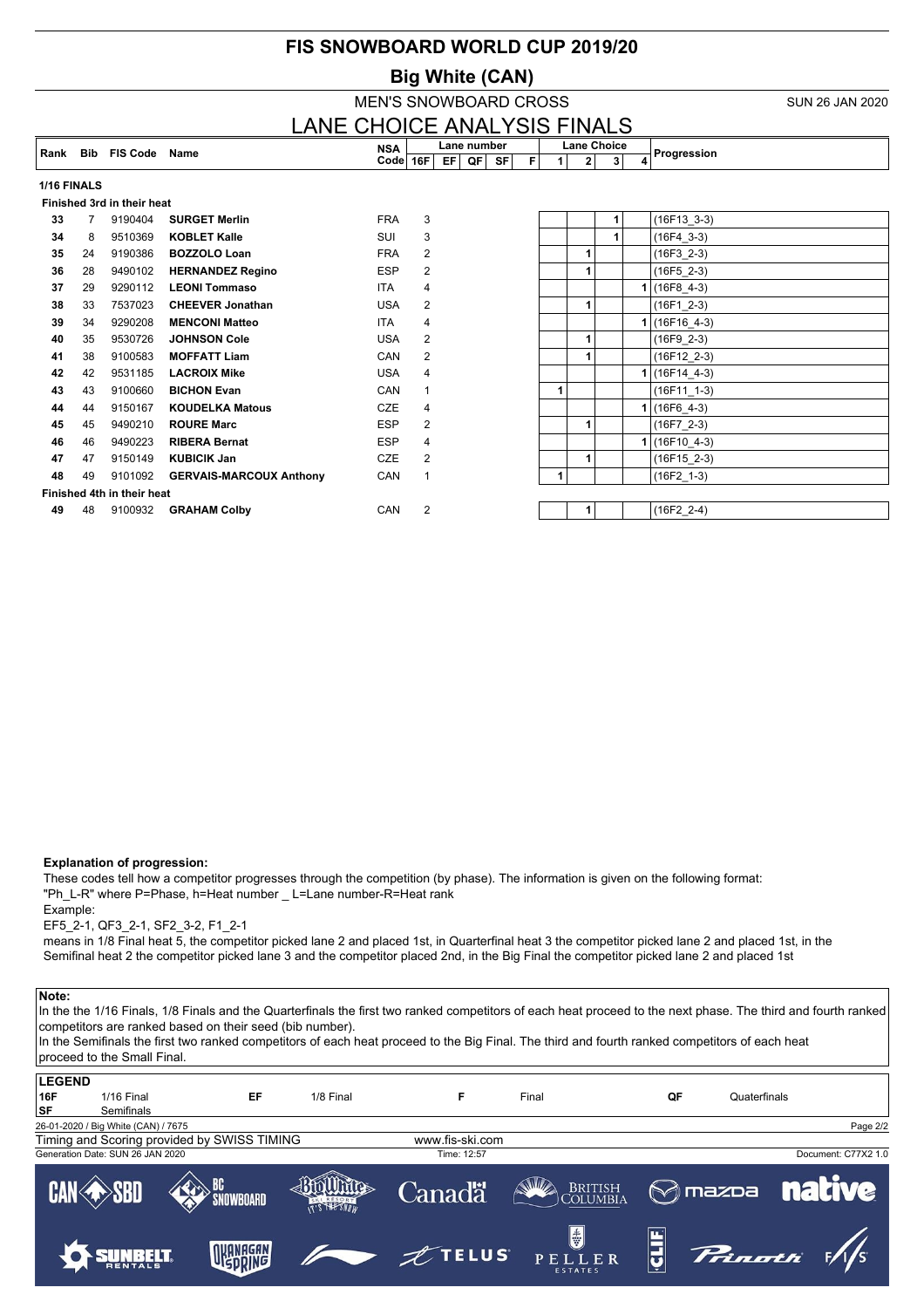# FIS SNOWBOARD WORLD CUP 2019/20

## Big White (CAN)

MEN'S SNOWBOARD CROSS

SUN 26 JAN 2020

## LANE CHOICE ANALYSIS FINALS

| Rank | Bib | FIS Code | Name | NSA Code | Lane number 16F | EF | QF | SF | F | Lane Choice 1 | 2 | 3 | 4 | Progression |
|---|---|---|---|---|---|---|---|---|---|---|---|---|---|---|
| **1/16 FINALS** | | | | | | | | | | | | | | |
| **Finished 3rd in their heat** | | | | | | | | | | | | | | |
| **33** | 7 | 9190404 | **SURGET Merlin** | FRA | 3 | | | | | | | 1 | | (16F13_3-3) |
| **34** | 8 | 9510369 | **KOBLET Kalle** | SUI | 3 | | | | | | | 1 | | (16F4_3-3) |
| **35** | 24 | 9190386 | **BOZZOLO Loan** | FRA | 2 | | | | | | 1 | | | (16F3_2-3) |
| **36** | 28 | 9490102 | **HERNANDEZ Regino** | ESP | 2 | | | | | | 1 | | | (16F5_2-3) |
| **37** | 29 | 9290112 | **LEONI Tommaso** | ITA | 4 | | | | | | | | 1 | (16F8_4-3) |
| **38** | 33 | 7537023 | **CHEEVER Jonathan** | USA | 2 | | | | | | 1 | | | (16F1_2-3) |
| **39** | 34 | 9290208 | **MENCONI Matteo** | ITA | 4 | | | | | | | | 1 | (16F16_4-3) |
| **40** | 35 | 9530726 | **JOHNSON Cole** | USA | 2 | | | | | | 1 | | | (16F9_2-3) |
| **41** | 38 | 9100583 | **MOFFATT Liam** | CAN | 2 | | | | | | 1 | | | (16F12_2-3) |
| **42** | 42 | 9531185 | **LACROIX Mike** | USA | 4 | | | | | | | | 1 | (16F14_4-3) |
| **43** | 43 | 9100660 | **BICHON Evan** | CAN | 1 | | | | | 1 | | | | (16F11_1-3) |
| **44** | 44 | 9150167 | **KOUDELKA Matous** | CZE | 4 | | | | | | | | 1 | (16F6_4-3) |
| **45** | 45 | 9490210 | **ROURE Marc** | ESP | 2 | | | | | | 1 | | | (16F7_2-3) |
| **46** | 46 | 9490223 | **RIBERA Bernat** | ESP | 4 | | | | | | | | 1 | (16F10_4-3) |
| **47** | 47 | 9150149 | **KUBICIK Jan** | CZE | 2 | | | | | | 1 | | | (16F15_2-3) |
| **48** | 49 | 9101092 | **GERVAIS-MARCOUX Anthony** | CAN | 1 | | | | | 1 | | | | (16F2_1-3) |
| **Finished 4th in their heat** | | | | | | | | | | | | | | |
| **49** | 48 | 9100932 | **GRAHAM Colby** | CAN | 2 | | | | | | 1 | | | (16F2_2-4) |

**Explanation of progression:**

These codes tell how a competitor progresses through the competition (by phase). The information is given on the following format:
"Ph_L-R" where P=Phase, h=Heat number _ L=Lane number-R=Heat rank

Example:

EF5_2-1, QF3_2-1, SF2_3-2, F1_2-1

means in 1/8 Final heat 5, the competitor picked lane 2 and placed 1st, in Quarterfinal heat 3 the competitor picked lane 2 and placed 1st, in the Semifinal heat 2 the competitor picked lane 3 and the competitor placed 2nd, in the Big Final the competitor picked lane 2 and placed 1st

**Note:**

In the the 1/16 Finals, 1/8 Finals and the Quarterfinals the first two ranked competitors of each heat proceed to the next phase. The third and fourth ranked competitors are ranked based on their seed (bib number).
In the Semifinals the first two ranked competitors of each heat proceed to the Big Final. The third and fourth ranked competitors of each heat proceed to the Small Final.

| **LEGEND** | | | | | | | |
|---|---|---|---|---|---|---|---|
| **16F** | 1/16 Final | **EF** | 1/8 Final | **F** | Final | **QF** | Quaterfinals |
| **SF** | Semifinals | | | | | | |

26-01-2020 / Big White (CAN) / 7675

Timing and Scoring provided by SWISS TIMING — www.fis-ski.com

Generation Date: SUN 26 JAN 2020 — Time: 12:57 — Document: C77X2 1.0